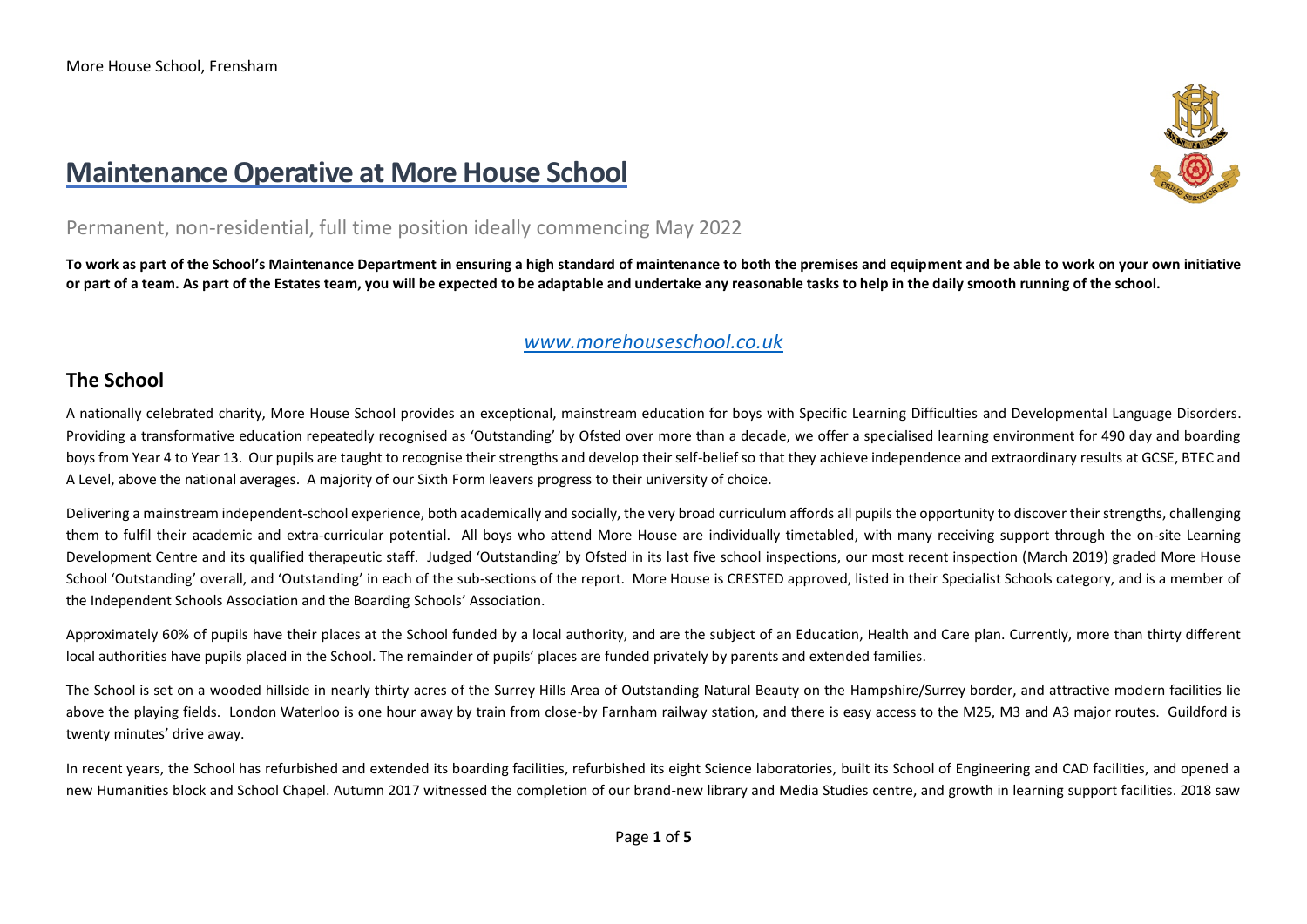More House School, Frensham

# Maintenance Operative at More House School

Permanent, non-residential, full time position ideally commencing May 2022

**To work as part of the School's Maintenance Department in ensuring a high standard of maintenance to both the premises and equipment and be able to work on your own initiative or part of a team. As part of the Estates team, you will be expected to be adaptable and undertake any reasonable tasks to help in the daily smooth running of the school.**

*www.morehouseschool.co.uk*

## The School

A nationally celebrated charity, More House School provides an exceptional, mainstream education for boys with Specific Learning Difficulties and Developmental Language Disorders. Providing a transformative education repeatedly recognised as 'Outstanding' by Ofsted over more than a decade, we offer a specialised learning environment for 490 day and boarding boys from Year 4 to Year 13. Our pupils are taught to recognise their strengths and develop their self-belief so that they achieve independence and extraordinary results at GCSE, BTEC and A Level, above the national averages. A majority of our Sixth Form leavers progress to their university of choice.

Delivering a mainstream independent-school experience, both academically and socially, the very broad curriculum affords all pupils the opportunity to discover their strengths, challenging them to fulfil their academic and extra-curricular potential. All boys who attend More House are individually timetabled, with many receiving support through the on-site Learning Development Centre and its qualified therapeutic staff. Judged 'Outstanding' by Ofsted in its last five school inspections, our most recent inspection (March 2019) graded More House School 'Outstanding' overall, and 'Outstanding' in each of the sub-sections of the report. More House is CRESTED approved, listed in their Specialist Schools category, and is a member of the Independent Schools Association and the Boarding Schools' Association.

Approximately 60% of pupils have their places at the School funded by a local authority, and are the subject of an Education, Health and Care plan. Currently, more than thirty different local authorities have pupils placed in the School. The remainder of pupils' places are funded privately by parents and extended families.

The School is set on a wooded hillside in nearly thirty acres of the Surrey Hills Area of Outstanding Natural Beauty on the Hampshire/Surrey border, and attractive modern facilities lie above the playing fields. London Waterloo is one hour away by train from close-by Farnham railway station, and there is easy access to the M25, M3 and A3 major routes. Guildford is twenty minutes' drive away.

In recent years, the School has refurbished and extended its boarding facilities, refurbished its eight Science laboratories, built its School of Engineering and CAD facilities, and opened a new Humanities block and School Chapel. Autumn 2017 witnessed the completion of our brand-new library and Media Studies centre, and growth in learning support facilities. 2018 saw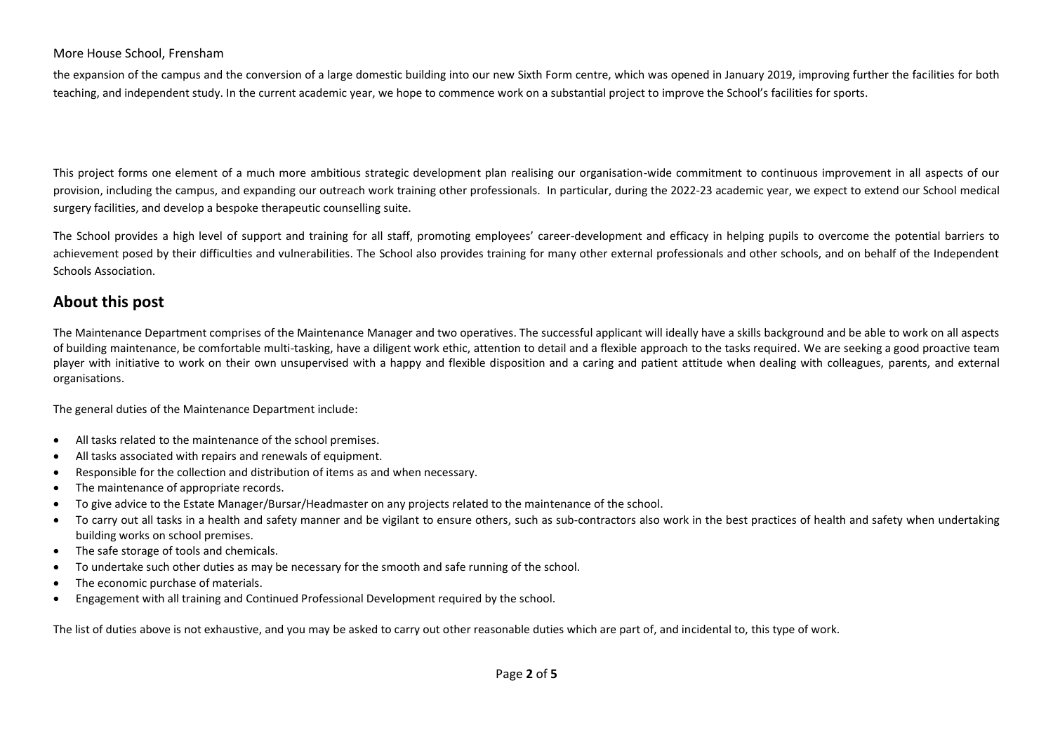the expansion of the campus and the conversion of a large domestic building into our new Sixth Form centre, which was opened in January 2019, improving further the facilities for both teaching, and independent study. In the current academic year, we hope to commence work on a substantial project to improve the School's facilities for sports.

This project forms one element of a much more ambitious strategic development plan realising our organisation-wide commitment to continuous improvement in all aspects of our provision, including the campus, and expanding our outreach work training other professionals. In particular, during the 2022-23 academic year, we expect to extend our School medical surgery facilities, and develop a bespoke therapeutic counselling suite.

The School provides a high level of support and training for all staff, promoting employees' career-development and efficacy in helping pupils to overcome the potential barriers to achievement posed by their difficulties and vulnerabilities. The School also provides training for many other external professionals and other schools, and on behalf of the Independent Schools Association.

## About this post

The Maintenance Department comprises of the Maintenance Manager and two operatives. The successful applicant will ideally have a skills background and be able to work on all aspects of building maintenance, be comfortable multi-tasking, have a diligent work ethic, attention to detail and a flexible approach to the tasks required. We are seeking a good proactive team player with initiative to work on their own unsupervised with a happy and flexible disposition and a caring and patient attitude when dealing with colleagues, parents, and external organisations.

The general duties of the Maintenance Department include:

- All tasks related to the maintenance of the school premises.
- All tasks associated with repairs and renewals of equipment.
- Responsible for the collection and distribution of items as and when necessary.
- The maintenance of appropriate records.
- To give advice to the Estate Manager/Bursar/Headmaster on any projects related to the maintenance of the school.
- To carry out all tasks in a health and safety manner and be vigilant to ensure others, such as sub-contractors also work in the best practices of health and safety when undertaking building works on school premises.
- The safe storage of tools and chemicals.
- To undertake such other duties as may be necessary for the smooth and safe running of the school.
- The economic purchase of materials.
- Engagement with all training and Continued Professional Development required by the school.

The list of duties above is not exhaustive, and you may be asked to carry out other reasonable duties which are part of, and incidental to, this type of work.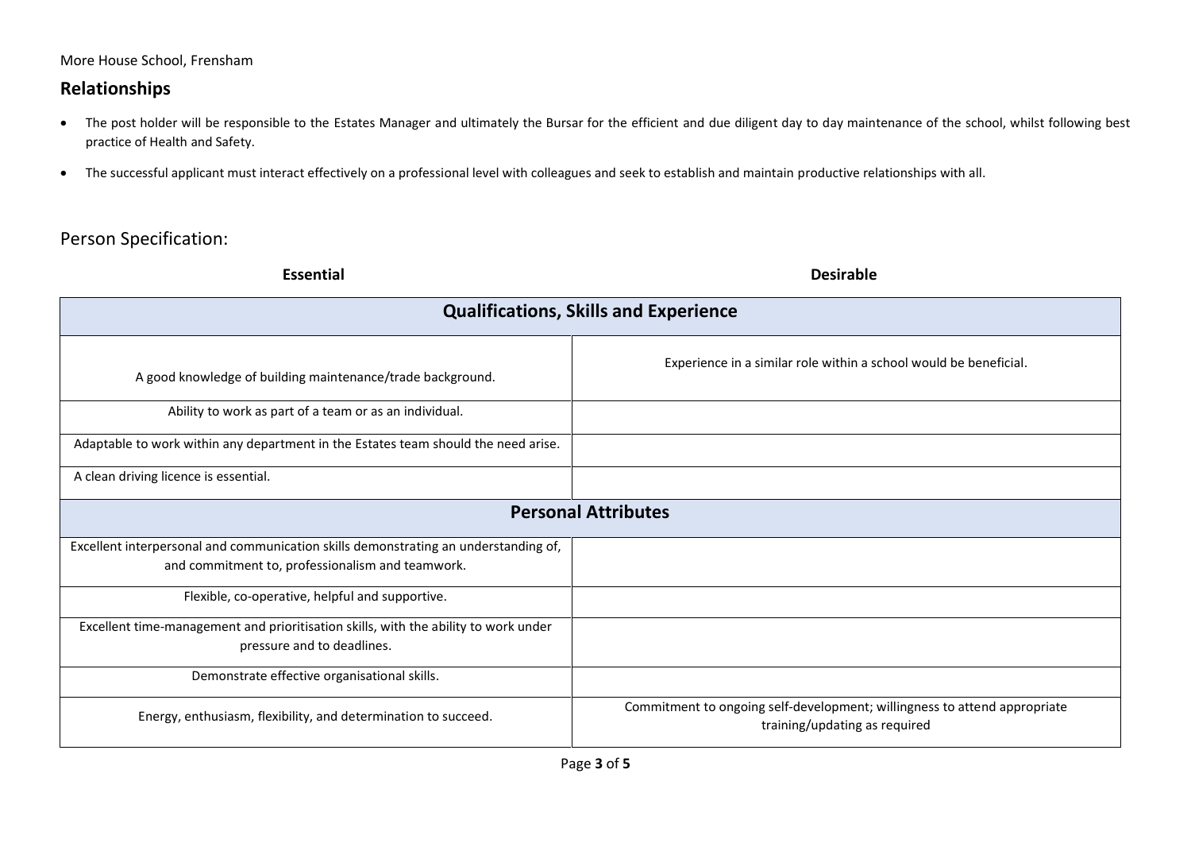More House School, Frensham

## Relationships

- The post holder will be responsible to the Estates Manager and ultimately the Bursar for the efficient and due diligent day to day maintenance of the school, whilst following best practice of Health and Safety.
- The successful applicant must interact effectively on a professional level with colleagues and seek to establish and maintain productive relationships with all.

## Person Specification:

| **Essential** | **Desirable** |
|---|---|
| **Qualifications, Skills and Experience** | |
| A good knowledge of building maintenance/trade background. | Experience in a similar role within a school would be beneficial. |
| Ability to work as part of a team or as an individual. | |
| Adaptable to work within any department in the Estates team should the need arise. | |
| A clean driving licence is essential. | |
| **Personal Attributes** | |
| Excellent interpersonal and communication skills demonstrating an understanding of, and commitment to, professionalism and teamwork. | |
| Flexible, co-operative, helpful and supportive. | |
| Excellent time-management and prioritisation skills, with the ability to work under pressure and to deadlines. | |
| Demonstrate effective organisational skills. | |
| Energy, enthusiasm, flexibility, and determination to succeed. | Commitment to ongoing self-development; willingness to attend appropriate training/updating as required |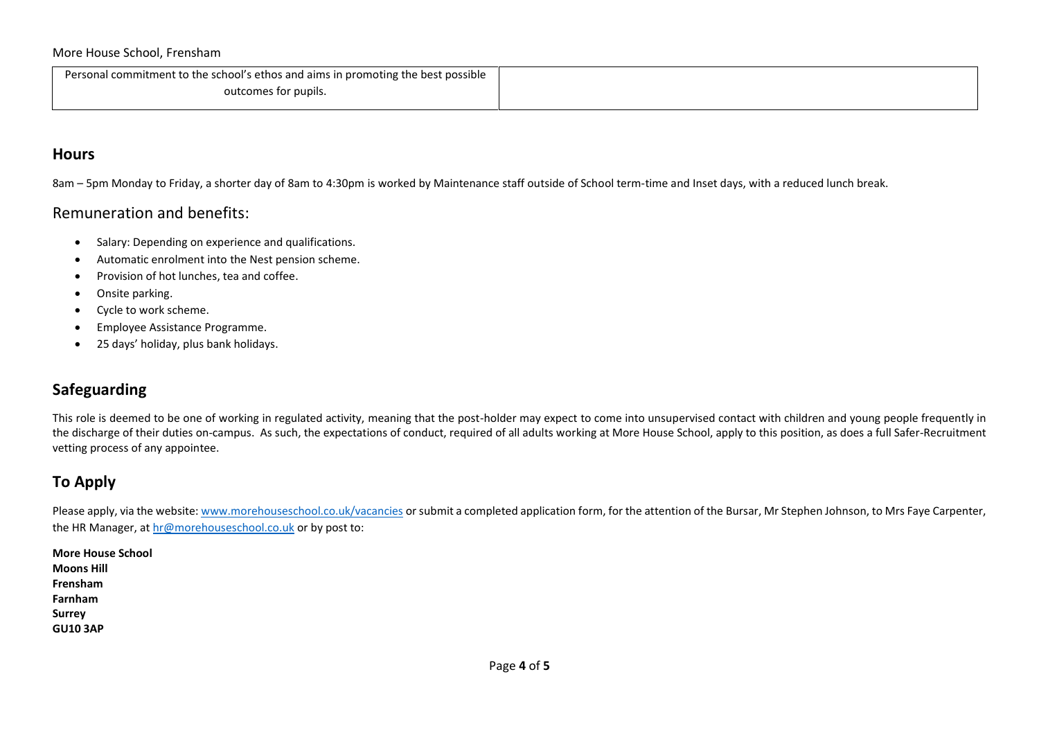| Personal commitment to the school's ethos and aims in promoting the best possible outcomes for pupils. | |
|---|---|

## Hours

8am – 5pm Monday to Friday, a shorter day of 8am to 4:30pm is worked by Maintenance staff outside of School term-time and Inset days, with a reduced lunch break.

## Remuneration and benefits:

- Salary: Depending on experience and qualifications.
- Automatic enrolment into the Nest pension scheme.
- Provision of hot lunches, tea and coffee.
- Onsite parking.
- Cycle to work scheme.
- Employee Assistance Programme.
- 25 days' holiday, plus bank holidays.

## Safeguarding

This role is deemed to be one of working in regulated activity, meaning that the post-holder may expect to come into unsupervised contact with children and young people frequently in the discharge of their duties on-campus. As such, the expectations of conduct, required of all adults working at More House School, apply to this position, as does a full Safer-Recruitment vetting process of any appointee.

## To Apply

Please apply, via the website: [www.morehouseschool.co.uk/vacancies](http://www.morehouseschool.co.uk/vacancies) or submit a completed application form, for the attention of the Bursar, Mr Stephen Johnson, to Mrs Faye Carpenter, the HR Manager, at [hr@morehouseschool.co.uk](mailto:hr@morehouseschool.co.uk) or by post to:

**More House School**
**Moons Hill**
**Frensham**
**Farnham**
**Surrey**
**GU10 3AP**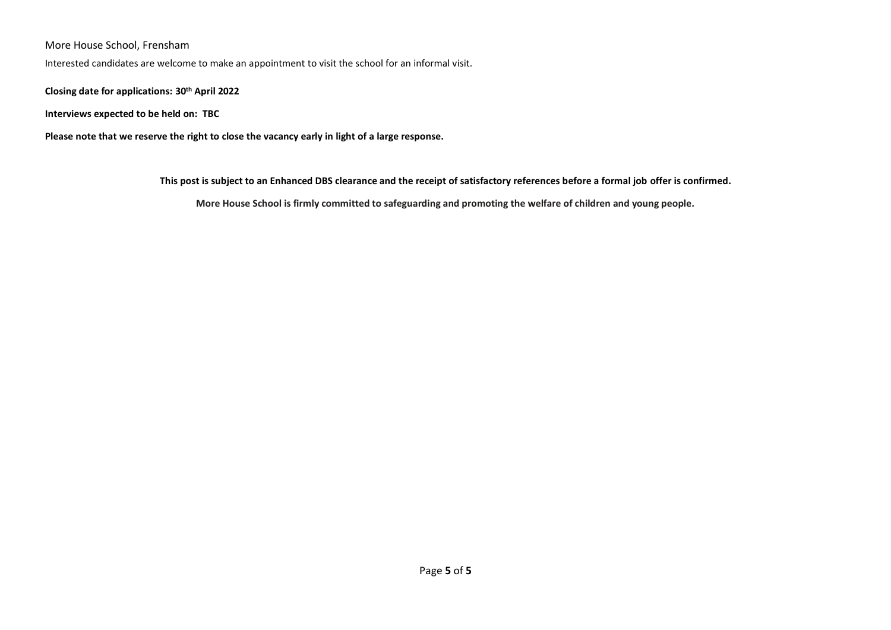More House School, Frensham

Interested candidates are welcome to make an appointment to visit the school for an informal visit.

**Closing date for applications: 30th April 2022**

**Interviews expected to be held on: TBC**

**Please note that we reserve the right to close the vacancy early in light of a large response.**

**This post is subject to an Enhanced DBS clearance and the receipt of satisfactory references before a formal job offer is confirmed.**

**More House School is firmly committed to safeguarding and promoting the welfare of children and young people.**